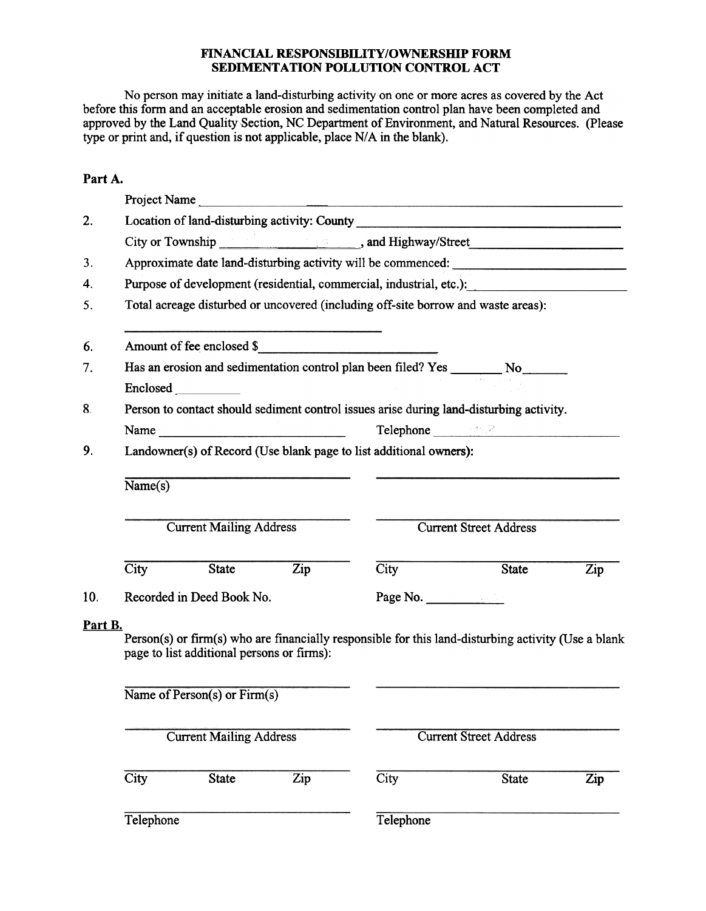**FINANCIAL RESPONSIBILITY/OWNERSHIP FORM**
**SEDIMENTATION POLLUTION CONTROL ACT**

No person may initiate a land-disturbing activity on one or more acres as covered by the Act before this form and an acceptable erosion and sedimentation control plan have been completed and approved by the Land Quality Section, NC Department of Environment, and Natural Resources. (Please type or print and, if question is not applicable, place N/A in the blank).

**Part A.**

Project Name ______________________________

2. Location of land-disturbing activity: County ______________________________

   City or Township ______________________, and Highway/Street ______________________

3. Approximate date land-disturbing activity will be commenced: ______________________

4. Purpose of development (residential, commercial, industrial, etc.): ______________________

5. Total acreage disturbed or uncovered (including off-site borrow and waste areas):

   ______________________________

6. Amount of fee enclosed $ ______________________

7. Has an erosion and sedimentation control plan been filed? Yes ________ No ________

   Enclosed ________

8. Person to contact should sediment control issues arise during land-disturbing activity.

   Name ______________________ Telephone ______________________

9. Landowner(s) of Record (Use blank page to list additional owners):

   ______________________________ ______________________________
   Name(s)

   ______________________________ ______________________________
   Current Mailing Address Current Street Address

   ______________________________ ______________________________
   City State Zip City State Zip

10. Recorded in Deed Book No. ________ Page No. ________

**Part B.**

Person(s) or firm(s) who are financially responsible for this land-disturbing activity (Use a blank page to list additional persons or firms):

______________________________ ______________________________
Name of Person(s) or Firm(s)

______________________________ ______________________________
Current Mailing Address Current Street Address

______________________________ ______________________________
City State Zip City State Zip

______________________________ ______________________________
Telephone Telephone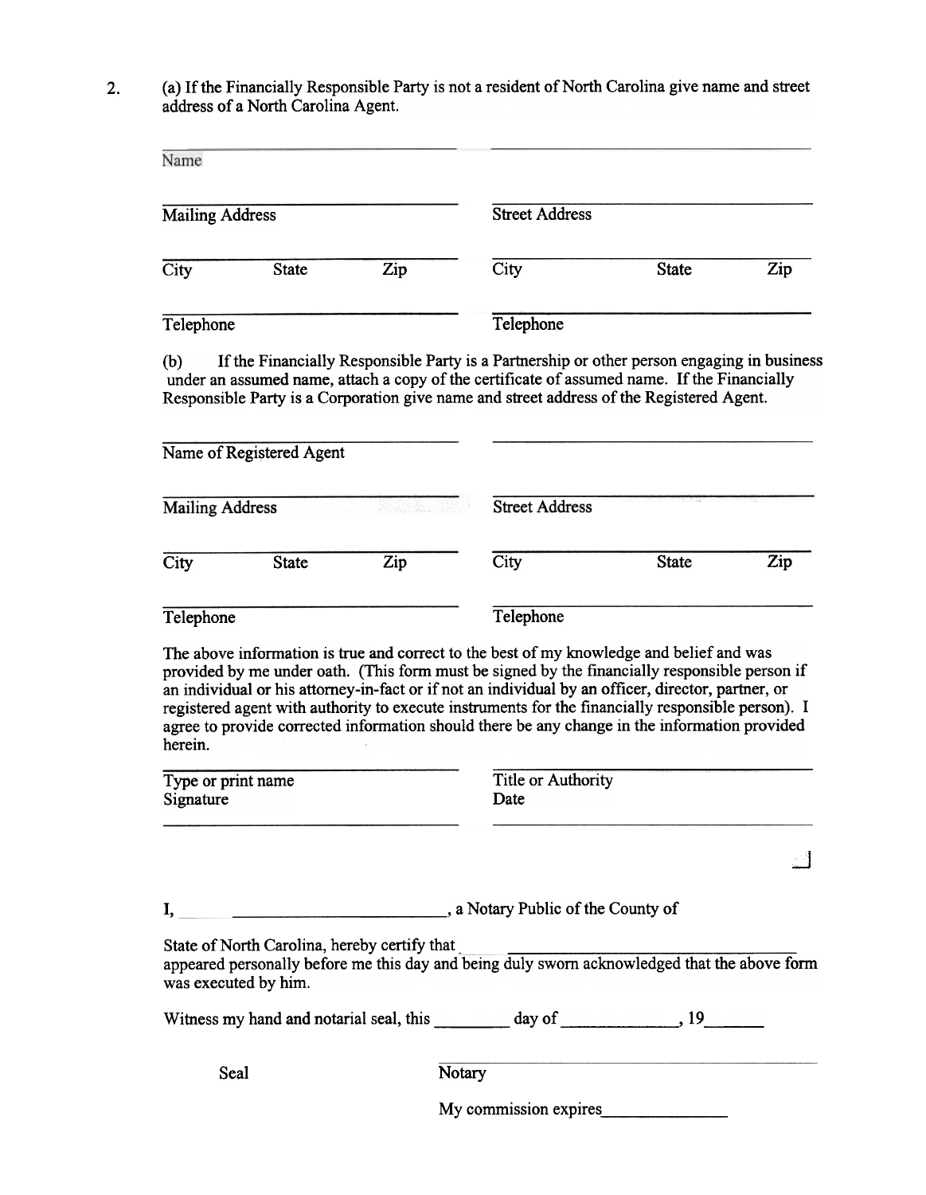2. (a) If the Financially Responsible Party is not a resident of North Carolina give name and street address of a North Carolina Agent.

______________________________ ______________________________
Name

______________________________ ______________________________
Mailing Address Street Address

______________________________ ______________________________
City State Zip City State Zip

______________________________ ______________________________
Telephone Telephone

(b) If the Financially Responsible Party is a Partnership or other person engaging in business under an assumed name, attach a copy of the certificate of assumed name. If the Financially Responsible Party is a Corporation give name and street address of the Registered Agent.

______________________________ ______________________________
Name of Registered Agent

______________________________ ______________________________
Mailing Address Street Address

______________________________ ______________________________
City State Zip City State Zip

______________________________ ______________________________
Telephone Telephone

The above information is true and correct to the best of my knowledge and belief and was provided by me under oath. (This form must be signed by the financially responsible person if an individual or his attorney-in-fact or if not an individual by an officer, director, partner, or registered agent with authority to execute instruments for the financially responsible person). I agree to provide corrected information should there be any change in the information provided herein.

______________________________ ______________________________
Type or print name Title or Authority
Signature Date

______________________________ ______________________________

I, ______________________________, a Notary Public of the County of

State of North Carolina, hereby certify that ______________________________ appeared personally before me this day and being duly sworn acknowledged that the above form was executed by him.

Witness my hand and notarial seal, this ________ day of _____________, 19______

Seal ______________________________
Notary

My commission expires______________